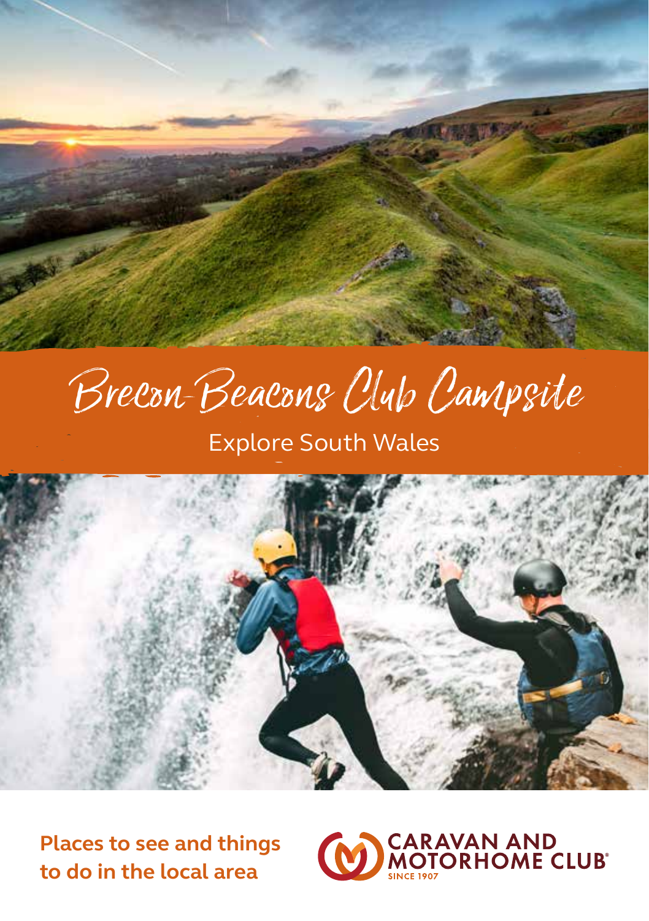# Brecon Beacons Club Campsite

## Explore South Wales

**Places to see and things to do in the local area**

CARAVAN AND MOTORHOME CLUB

SINCE 1907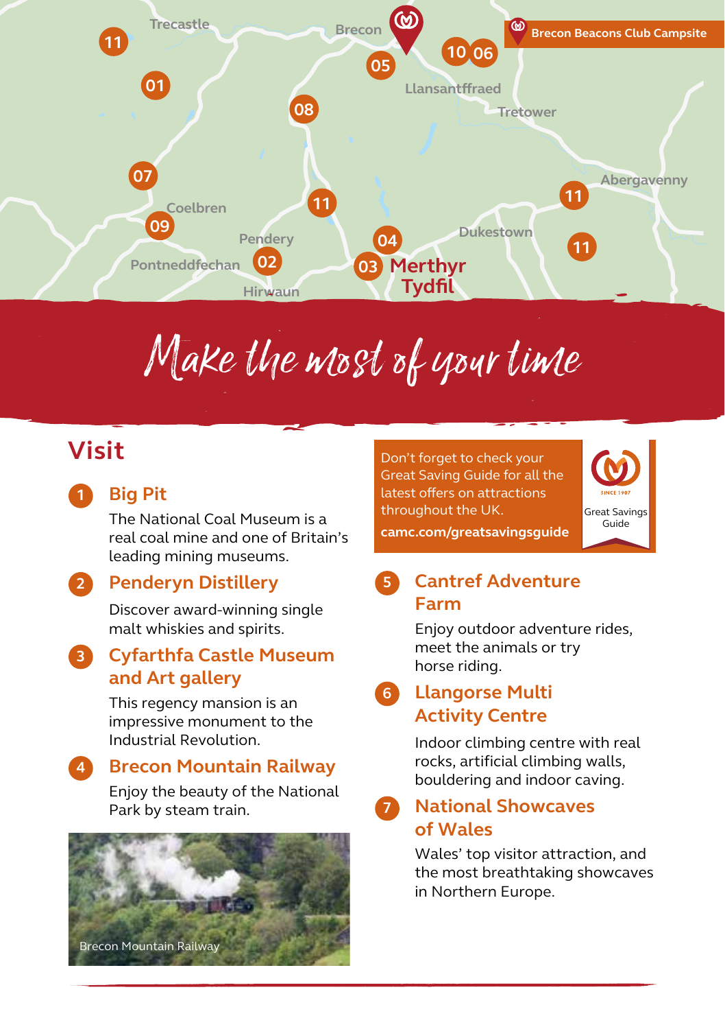Brecon Beacons Club Campsite

# Make the most of your time

## Visit

### 1 Big Pit

The National Coal Museum is a real coal mine and one of Britain's leading mining museums.

### 2 Penderyn Distillery

Discover award-winning single malt whiskies and spirits.

### 3 Cyfarthfa Castle Museum and Art gallery

This regency mansion is an impressive monument to the Industrial Revolution.

### 4 Brecon Mountain Railway

Enjoy the beauty of the National Park by steam train.

Brecon Mountain Railway

Don't forget to check your Great Saving Guide for all the latest offers on attractions throughout the UK.

**camc.com/greatsavingsguide**

Great Savings Guide

### 5 Cantref Adventure Farm

Enjoy outdoor adventure rides, meet the animals or try horse riding.

### 6 Llangorse Multi Activity Centre

Indoor climbing centre with real rocks, artificial climbing walls, bouldering and indoor caving.

### 7 National Showcaves of Wales

Wales' top visitor attraction, and the most breathtaking showcaves in Northern Europe.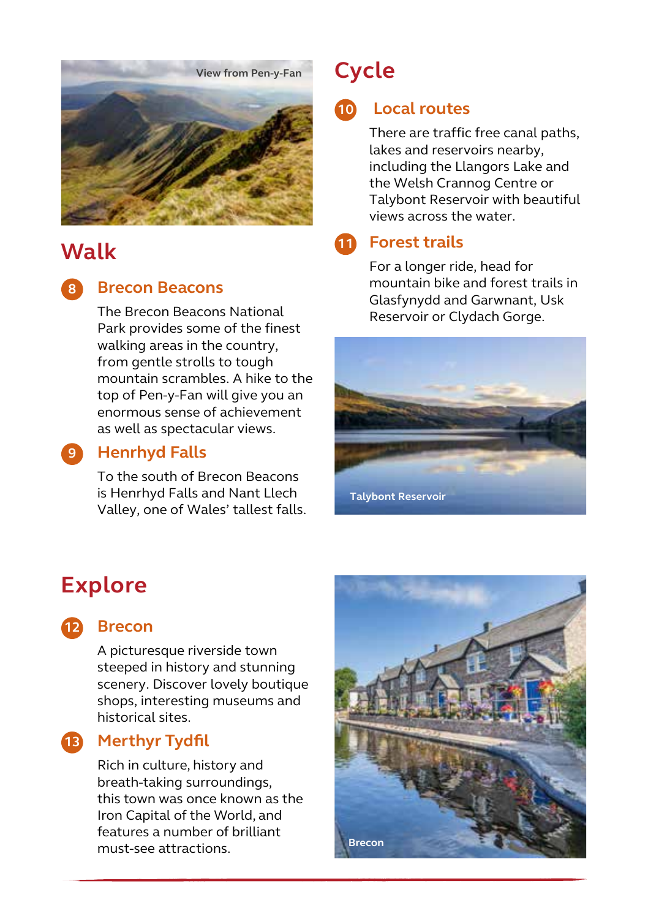View from Pen-y-Fan

## Walk

### 8 Brecon Beacons

The Brecon Beacons National Park provides some of the finest walking areas in the country, from gentle strolls to tough mountain scrambles. A hike to the top of Pen-y-Fan will give you an enormous sense of achievement as well as spectacular views.

### 9 Henrhyd Falls

To the south of Brecon Beacons is Henrhyd Falls and Nant Llech Valley, one of Wales' tallest falls.

## Cycle

### 10 Local routes

There are traffic free canal paths, lakes and reservoirs nearby, including the Llangors Lake and the Welsh Crannog Centre or Talybont Reservoir with beautiful views across the water.

### 11 Forest trails

For a longer ride, head for mountain bike and forest trails in Glasfynydd and Garwnant, Usk Reservoir or Clydach Gorge.

Talybont Reservoir

## Explore

### 12 Brecon

A picturesque riverside town steeped in history and stunning scenery. Discover lovely boutique shops, interesting museums and historical sites.

### 13 Merthyr Tydfil

Rich in culture, history and breath-taking surroundings, this town was once known as the Iron Capital of the World, and features a number of brilliant must-see attractions.

Brecon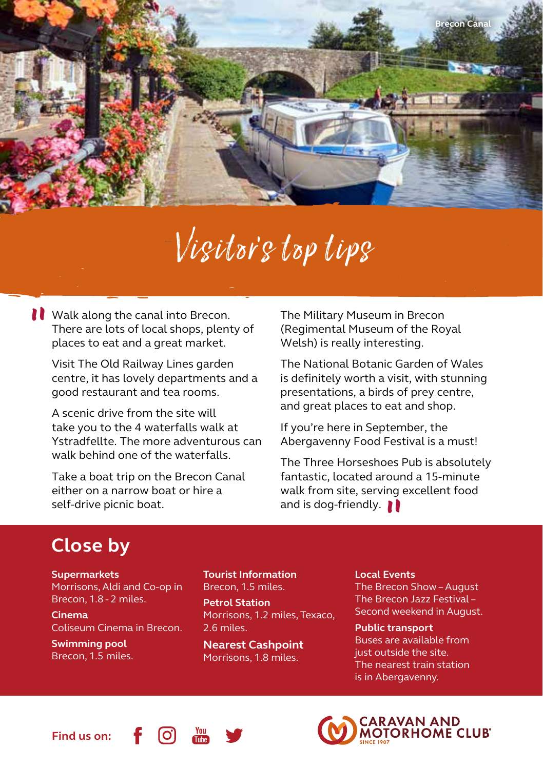Brecon Canal

# Visitor's top tips

"Walk along the canal into Brecon. There are lots of local shops, plenty of places to eat and a great market.

Visit The Old Railway Lines garden centre, it has lovely departments and a good restaurant and tea rooms.

A scenic drive from the site will take you to the 4 waterfalls walk at Ystradfellte. The more adventurous can walk behind one of the waterfalls.

Take a boat trip on the Brecon Canal either on a narrow boat or hire a self-drive picnic boat.

The Military Museum in Brecon (Regimental Museum of the Royal Welsh) is really interesting.

The National Botanic Garden of Wales is definitely worth a visit, with stunning presentations, a birds of prey centre, and great places to eat and shop.

If you're here in September, the Abergavenny Food Festival is a must!

The Three Horseshoes Pub is absolutely fantastic, located around a 15-minute walk from site, serving excellent food and is dog-friendly."

## Close by

**Supermarkets**
Morrisons, Aldi and Co-op in Brecon, 1.8 - 2 miles.

**Cinema**
Coliseum Cinema in Brecon.

**Swimming pool**
Brecon, 1.5 miles.

**Tourist Information**
Brecon, 1.5 miles.

**Petrol Station**
Morrisons, 1.2 miles, Texaco, 2.6 miles.

**Nearest Cashpoint**
Morrisons, 1.8 miles.

**Local Events**
The Brecon Show – August
The Brecon Jazz Festival – Second weekend in August.

**Public transport**
Buses are available from just outside the site.
The nearest train station is in Abergavenny.

**Find us on:**

CARAVAN AND MOTORHOME CLUB
SINCE 1907